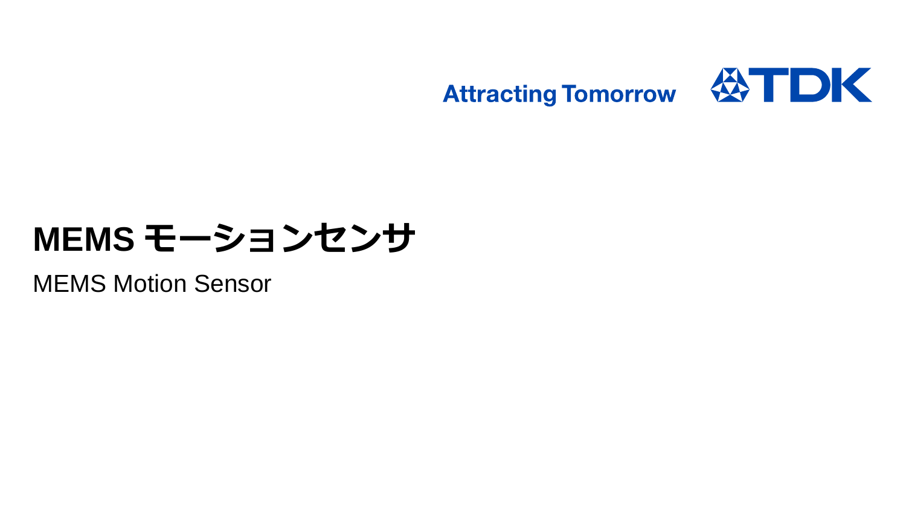Attracting Tomorrow TDK

# MEMS モーションセンサ

MEMS Motion Sensor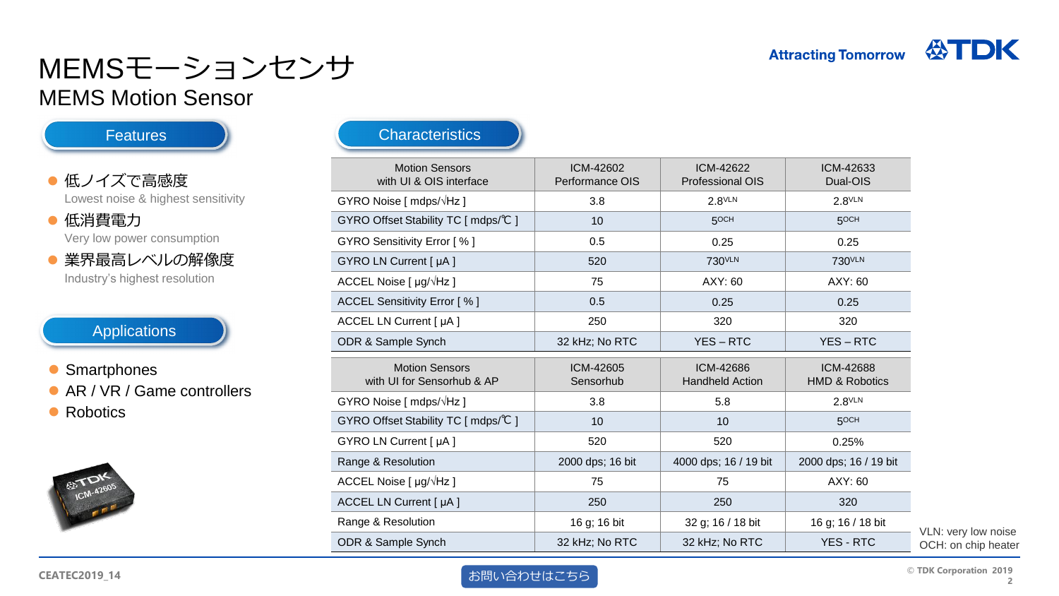# MEMSモーションセンサ

## MEMS Motion Sensor

### Features

- 低ノイズで高感度
  Lowest noise & highest sensitivity
- 低消費電力
  Very low power consumption
- 業界最高レベルの解像度
  Industry's highest resolution

### Applications

- Smartphones
- AR / VR / Game controllers
- Robotics

### Characteristics

| Motion Sensors with UI & OIS interface | ICM-42602 Performance OIS | ICM-42622 Professional OIS | ICM-42633 Dual-OIS |
|---|---|---|---|
| GYRO Noise [ mdps/√Hz ] | 3.8 | 2.8VLN | 2.8VLN |
| GYRO Offset Stability TC [ mdps/℃ ] | 10 | 5OCH | 5OCH |
| GYRO Sensitivity Error [ % ] | 0.5 | 0.25 | 0.25 |
| GYRO LN Current [ μA ] | 520 | 730VLN | 730VLN |
| ACCEL Noise [ μg/√Hz ] | 75 | AXY: 60 | AXY: 60 |
| ACCEL Sensitivity Error [ % ] | 0.5 | 0.25 | 0.25 |
| ACCEL LN Current [ μA ] | 250 | 320 | 320 |
| ODR & Sample Synch | 32 kHz; No RTC | YES – RTC | YES – RTC |

| Motion Sensors with UI for Sensorhub & AP | ICM-42605 Sensorhub | ICM-42686 Handheld Action | ICM-42688 HMD & Robotics |
|---|---|---|---|
| GYRO Noise [ mdps/√Hz ] | 3.8 | 5.8 | 2.8VLN |
| GYRO Offset Stability TC [ mdps/℃ ] | 10 | 10 | 5OCH |
| GYRO LN Current [ μA ] | 520 | 520 | 0.25% |
| Range & Resolution | 2000 dps; 16 bit | 4000 dps; 16 / 19 bit | 2000 dps; 16 / 19 bit |
| ACCEL Noise [ μg/√Hz ] | 75 | 75 | AXY: 60 |
| ACCEL LN Current [ μA ] | 250 | 250 | 320 |
| Range & Resolution | 16 g; 16 bit | 32 g; 16 / 18 bit | 16 g; 16 / 18 bit |
| ODR & Sample Synch | 32 kHz; No RTC | 32 kHz; No RTC | YES - RTC |

VLN: very low noise
OCH: on chip heater

お問い合わせはこちら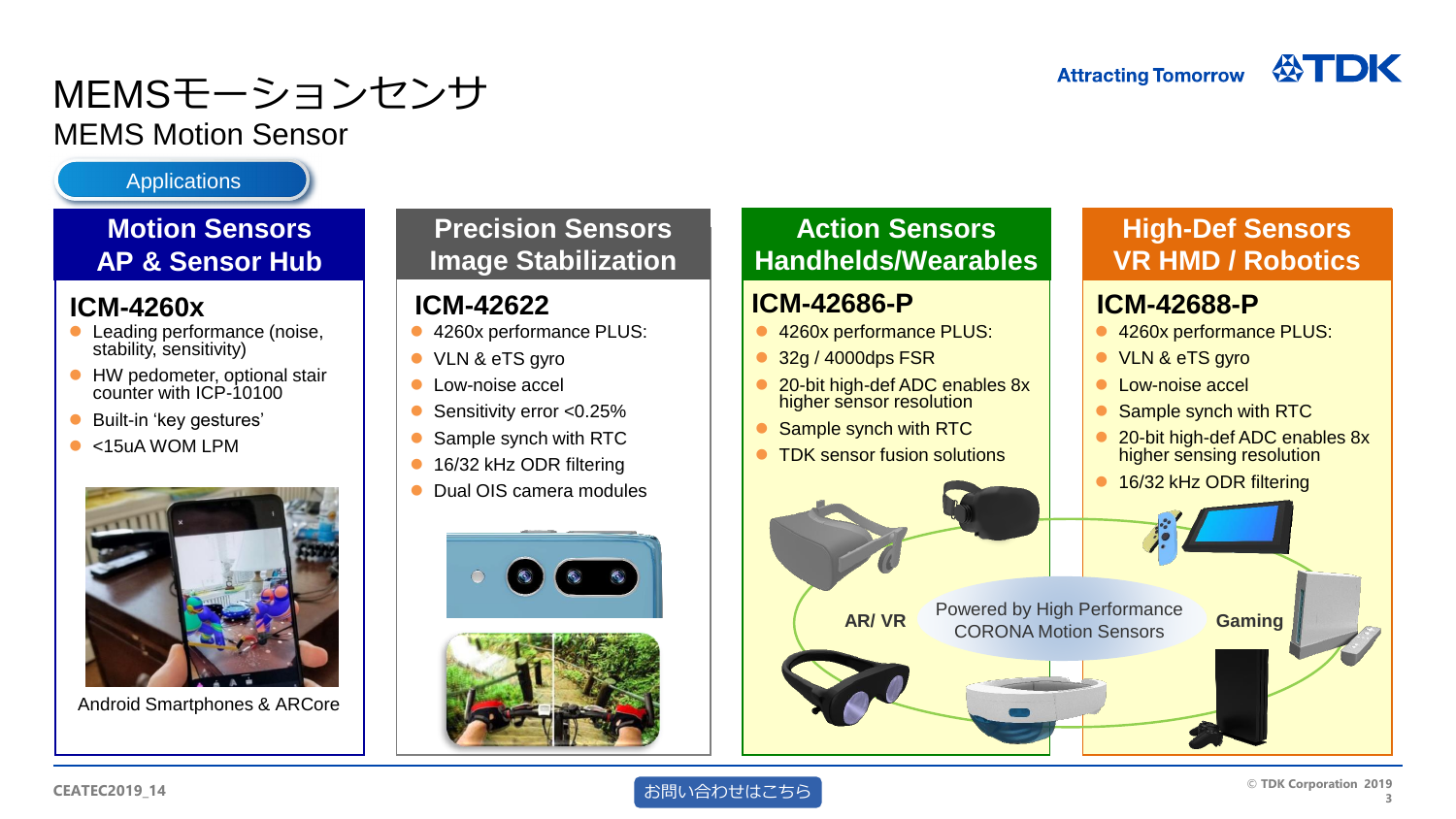# MEMSモーションセンサ

## MEMS Motion Sensor

Applications

### Motion Sensors AP & Sensor Hub

**ICM-4260x**

- Leading performance (noise, stability, sensitivity)
- HW pedometer, optional stair counter with ICP-10100
- Built-in 'key gestures'
- <15uA WOM LPM

Android Smartphones & ARCore

### Precision Sensors Image Stabilization

**ICM-42622**

- 4260x performance PLUS:
- VLN & eTS gyro
- Low-noise accel
- Sensitivity error <0.25%
- Sample synch with RTC
- 16/32 kHz ODR filtering
- Dual OIS camera modules

### Action Sensors Handhelds/Wearables

**ICM-42686-P**

- 4260x performance PLUS:
- 32g / 4000dps FSR
- 20-bit high-def ADC enables 8x higher sensor resolution
- Sample synch with RTC
- TDK sensor fusion solutions

### High-Def Sensors VR HMD / Robotics

**ICM-42688-P**

- 4260x performance PLUS:
- VLN & eTS gyro
- Low-noise accel
- Sample synch with RTC
- 20-bit high-def ADC enables 8x higher sensing resolution
- 16/32 kHz ODR filtering

AR/ VR

Powered by High Performance CORONA Motion Sensors

Gaming

CEATEC2019_14

お問い合わせはこちら

© TDK Corporation 2019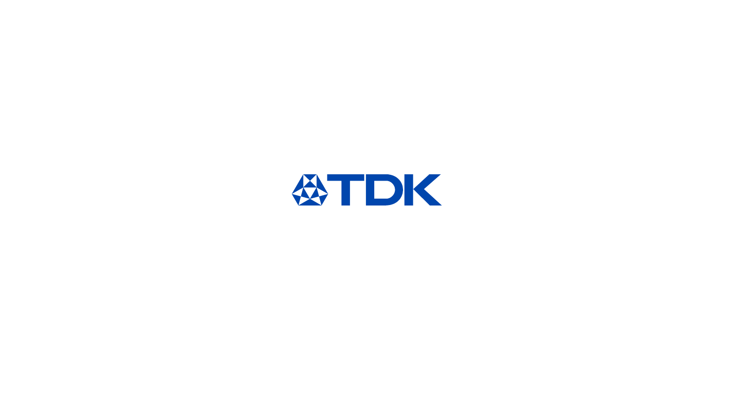TDK